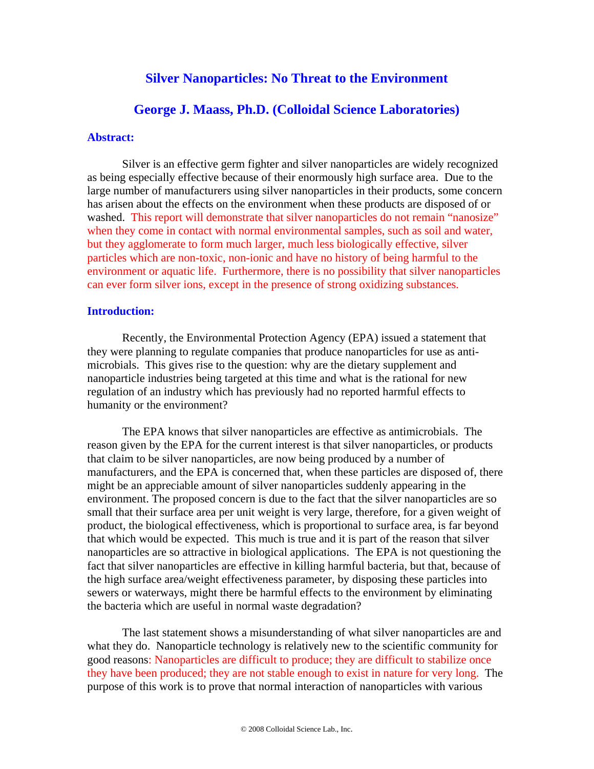# Silver Nanoparticles: No Threat to the Environment

## George J. Maass, Ph.D. (Colloidal Science Laboratories)

### Abstract:

Silver is an effective germ fighter and silver nanoparticles are widely recognized as being especially effective because of their enormously high surface area. Due to the large number of manufacturers using silver nanoparticles in their products, some concern has arisen about the effects on the environment when these products are disposed of or washed. This report will demonstrate that silver nanoparticles do not remain "nanosize" when they come in contact with normal environmental samples, such as soil and water, but they agglomerate to form much larger, much less biologically effective, silver particles which are non-toxic, non-ionic and have no history of being harmful to the environment or aquatic life. Furthermore, there is no possibility that silver nanoparticles can ever form silver ions, except in the presence of strong oxidizing substances.

### Introduction:

Recently, the Environmental Protection Agency (EPA) issued a statement that they were planning to regulate companies that produce nanoparticles for use as anti-microbials. This gives rise to the question: why are the dietary supplement and nanoparticle industries being targeted at this time and what is the rational for new regulation of an industry which has previously had no reported harmful effects to humanity or the environment?

The EPA knows that silver nanoparticles are effective as antimicrobials. The reason given by the EPA for the current interest is that silver nanoparticles, or products that claim to be silver nanoparticles, are now being produced by a number of manufacturers, and the EPA is concerned that, when these particles are disposed of, there might be an appreciable amount of silver nanoparticles suddenly appearing in the environment. The proposed concern is due to the fact that the silver nanoparticles are so small that their surface area per unit weight is very large, therefore, for a given weight of product, the biological effectiveness, which is proportional to surface area, is far beyond that which would be expected. This much is true and it is part of the reason that silver nanoparticles are so attractive in biological applications. The EPA is not questioning the fact that silver nanoparticles are effective in killing harmful bacteria, but that, because of the high surface area/weight effectiveness parameter, by disposing these particles into sewers or waterways, might there be harmful effects to the environment by eliminating the bacteria which are useful in normal waste degradation?

The last statement shows a misunderstanding of what silver nanoparticles are and what they do. Nanoparticle technology is relatively new to the scientific community for good reasons: Nanoparticles are difficult to produce; they are difficult to stabilize once they have been produced; they are not stable enough to exist in nature for very long. The purpose of this work is to prove that normal interaction of nanoparticles with various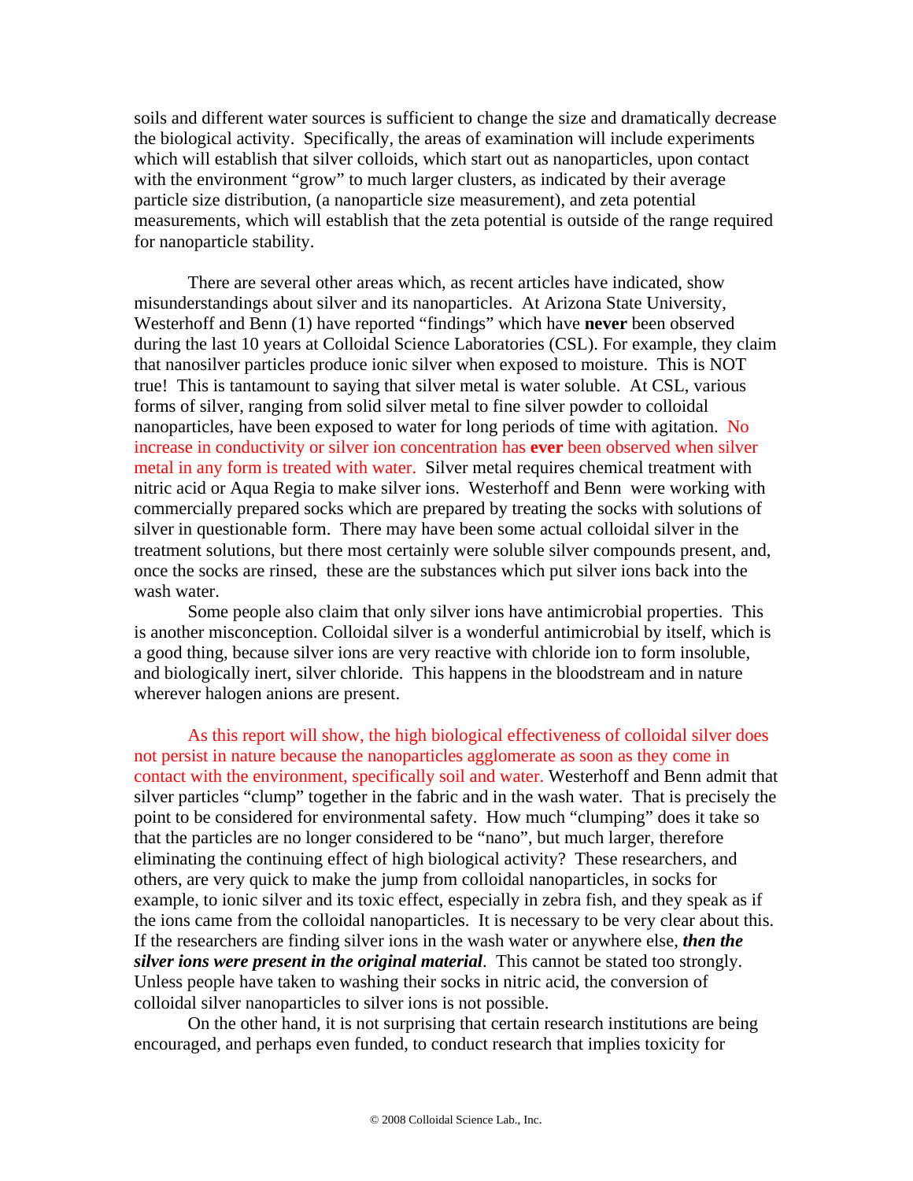soils and different water sources is sufficient to change the size and dramatically decrease the biological activity. Specifically, the areas of examination will include experiments which will establish that silver colloids, which start out as nanoparticles, upon contact with the environment "grow" to much larger clusters, as indicated by their average particle size distribution, (a nanoparticle size measurement), and zeta potential measurements, which will establish that the zeta potential is outside of the range required for nanoparticle stability.

There are several other areas which, as recent articles have indicated, show misunderstandings about silver and its nanoparticles. At Arizona State University, Westerhoff and Benn (1) have reported "findings" which have **never** been observed during the last 10 years at Colloidal Science Laboratories (CSL). For example, they claim that nanosilver particles produce ionic silver when exposed to moisture. This is NOT true! This is tantamount to saying that silver metal is water soluble. At CSL, various forms of silver, ranging from solid silver metal to fine silver powder to colloidal nanoparticles, have been exposed to water for long periods of time with agitation. No increase in conductivity or silver ion concentration has **ever** been observed when silver metal in any form is treated with water. Silver metal requires chemical treatment with nitric acid or Aqua Regia to make silver ions. Westerhoff and Benn were working with commercially prepared socks which are prepared by treating the socks with solutions of silver in questionable form. There may have been some actual colloidal silver in the treatment solutions, but there most certainly were soluble silver compounds present, and, once the socks are rinsed, these are the substances which put silver ions back into the wash water.

Some people also claim that only silver ions have antimicrobial properties. This is another misconception. Colloidal silver is a wonderful antimicrobial by itself, which is a good thing, because silver ions are very reactive with chloride ion to form insoluble, and biologically inert, silver chloride. This happens in the bloodstream and in nature wherever halogen anions are present.

As this report will show, the high biological effectiveness of colloidal silver does not persist in nature because the nanoparticles agglomerate as soon as they come in contact with the environment, specifically soil and water. Westerhoff and Benn admit that silver particles "clump" together in the fabric and in the wash water. That is precisely the point to be considered for environmental safety. How much "clumping" does it take so that the particles are no longer considered to be "nano", but much larger, therefore eliminating the continuing effect of high biological activity? These researchers, and others, are very quick to make the jump from colloidal nanoparticles, in socks for example, to ionic silver and its toxic effect, especially in zebra fish, and they speak as if the ions came from the colloidal nanoparticles. It is necessary to be very clear about this. If the researchers are finding silver ions in the wash water or anywhere else, ***then the silver ions were present in the original material***. This cannot be stated too strongly. Unless people have taken to washing their socks in nitric acid, the conversion of colloidal silver nanoparticles to silver ions is not possible.

On the other hand, it is not surprising that certain research institutions are being encouraged, and perhaps even funded, to conduct research that implies toxicity for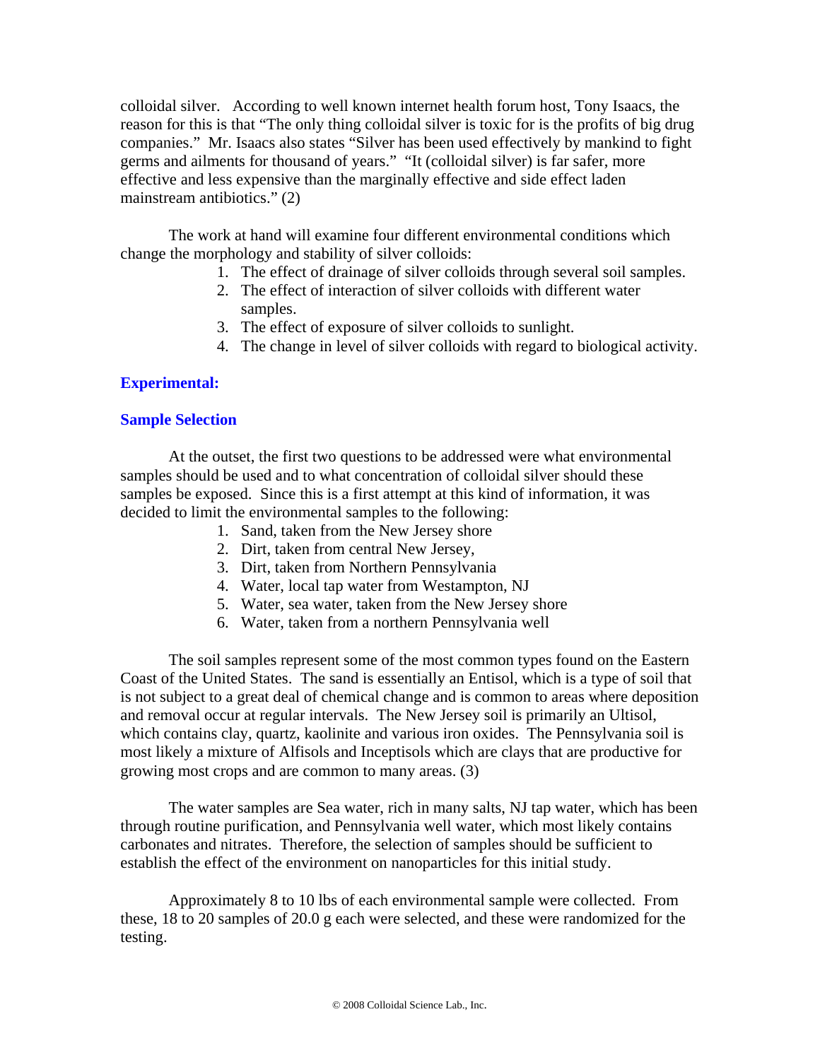colloidal silver. According to well known internet health forum host, Tony Isaacs, the reason for this is that "The only thing colloidal silver is toxic for is the profits of big drug companies." Mr. Isaacs also states "Silver has been used effectively by mankind to fight germs and ailments for thousand of years." "It (colloidal silver) is far safer, more effective and less expensive than the marginally effective and side effect laden mainstream antibiotics." (2)

The work at hand will examine four different environmental conditions which change the morphology and stability of silver colloids:

1. The effect of drainage of silver colloids through several soil samples.
2. The effect of interaction of silver colloids with different water samples.
3. The effect of exposure of silver colloids to sunlight.
4. The change in level of silver colloids with regard to biological activity.

## Experimental:

### Sample Selection

At the outset, the first two questions to be addressed were what environmental samples should be used and to what concentration of colloidal silver should these samples be exposed. Since this is a first attempt at this kind of information, it was decided to limit the environmental samples to the following:

1. Sand, taken from the New Jersey shore
2. Dirt, taken from central New Jersey,
3. Dirt, taken from Northern Pennsylvania
4. Water, local tap water from Westampton, NJ
5. Water, sea water, taken from the New Jersey shore
6. Water, taken from a northern Pennsylvania well

The soil samples represent some of the most common types found on the Eastern Coast of the United States. The sand is essentially an Entisol, which is a type of soil that is not subject to a great deal of chemical change and is common to areas where deposition and removal occur at regular intervals. The New Jersey soil is primarily an Ultisol, which contains clay, quartz, kaolinite and various iron oxides. The Pennsylvania soil is most likely a mixture of Alfisols and Inceptisols which are clays that are productive for growing most crops and are common to many areas. (3)

The water samples are Sea water, rich in many salts, NJ tap water, which has been through routine purification, and Pennsylvania well water, which most likely contains carbonates and nitrates. Therefore, the selection of samples should be sufficient to establish the effect of the environment on nanoparticles for this initial study.

Approximately 8 to 10 lbs of each environmental sample were collected. From these, 18 to 20 samples of 20.0 g each were selected, and these were randomized for the testing.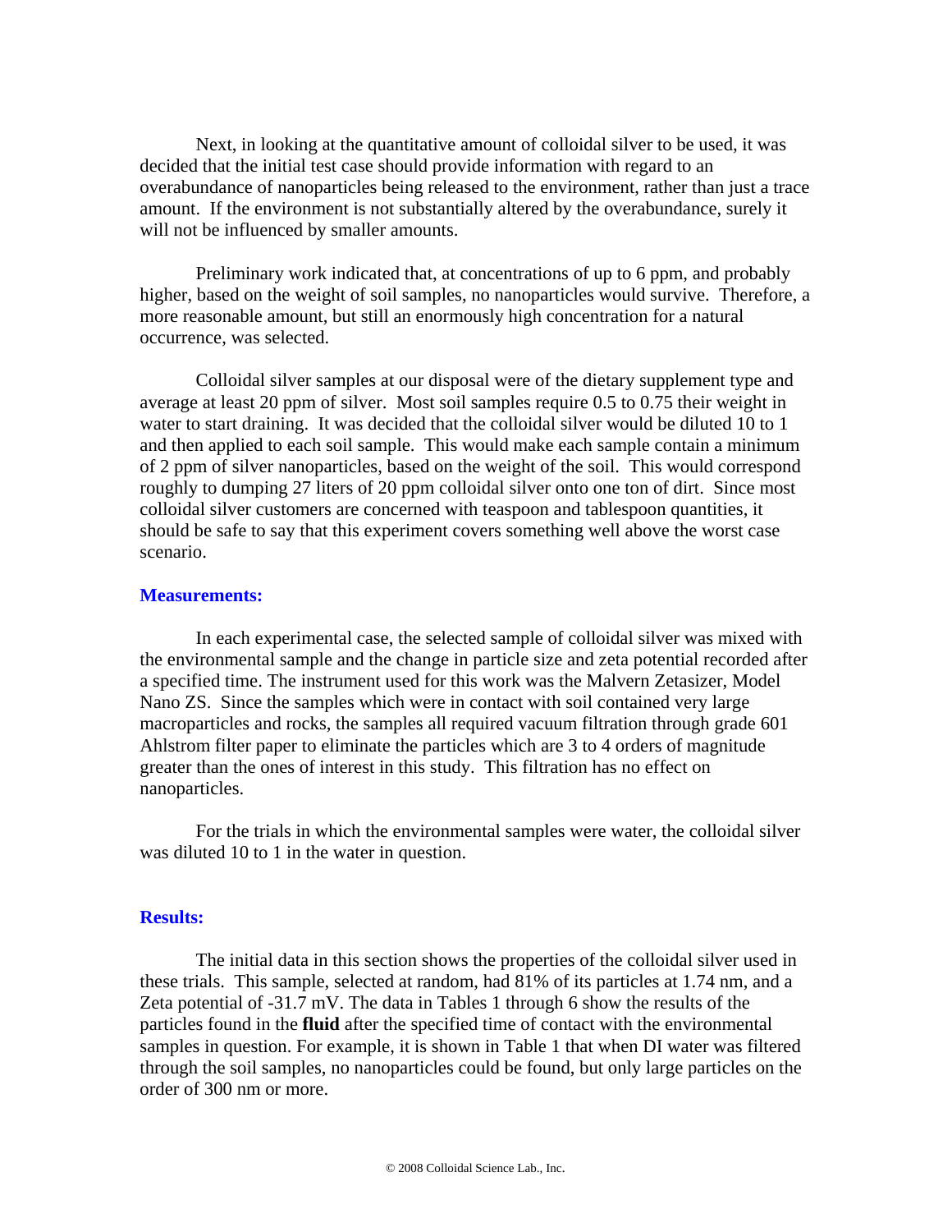Next, in looking at the quantitative amount of colloidal silver to be used, it was decided that the initial test case should provide information with regard to an overabundance of nanoparticles being released to the environment, rather than just a trace amount. If the environment is not substantially altered by the overabundance, surely it will not be influenced by smaller amounts.

Preliminary work indicated that, at concentrations of up to 6 ppm, and probably higher, based on the weight of soil samples, no nanoparticles would survive. Therefore, a more reasonable amount, but still an enormously high concentration for a natural occurrence, was selected.

Colloidal silver samples at our disposal were of the dietary supplement type and average at least 20 ppm of silver. Most soil samples require 0.5 to 0.75 their weight in water to start draining. It was decided that the colloidal silver would be diluted 10 to 1 and then applied to each soil sample. This would make each sample contain a minimum of 2 ppm of silver nanoparticles, based on the weight of the soil. This would correspond roughly to dumping 27 liters of 20 ppm colloidal silver onto one ton of dirt. Since most colloidal silver customers are concerned with teaspoon and tablespoon quantities, it should be safe to say that this experiment covers something well above the worst case scenario.

## Measurements:

In each experimental case, the selected sample of colloidal silver was mixed with the environmental sample and the change in particle size and zeta potential recorded after a specified time. The instrument used for this work was the Malvern Zetasizer, Model Nano ZS. Since the samples which were in contact with soil contained very large macroparticles and rocks, the samples all required vacuum filtration through grade 601 Ahlstrom filter paper to eliminate the particles which are 3 to 4 orders of magnitude greater than the ones of interest in this study. This filtration has no effect on nanoparticles.

For the trials in which the environmental samples were water, the colloidal silver was diluted 10 to 1 in the water in question.

## Results:

The initial data in this section shows the properties of the colloidal silver used in these trials. This sample, selected at random, had 81% of its particles at 1.74 nm, and a Zeta potential of -31.7 mV. The data in Tables 1 through 6 show the results of the particles found in the **fluid** after the specified time of contact with the environmental samples in question. For example, it is shown in Table 1 that when DI water was filtered through the soil samples, no nanoparticles could be found, but only large particles on the order of 300 nm or more.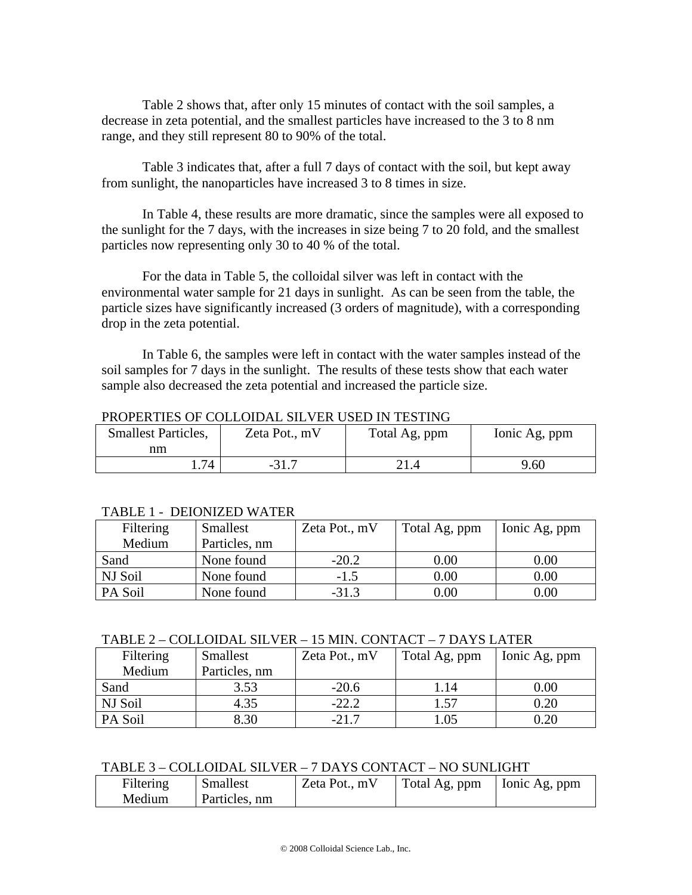Table 2 shows that, after only 15 minutes of contact with the soil samples, a decrease in zeta potential, and the smallest particles have increased to the 3 to 8 nm range, and they still represent 80 to 90% of the total.

Table 3 indicates that, after a full 7 days of contact with the soil, but kept away from sunlight, the nanoparticles have increased 3 to 8 times in size.

In Table 4, these results are more dramatic, since the samples were all exposed to the sunlight for the 7 days, with the increases in size being 7 to 20 fold, and the smallest particles now representing only 30 to 40 % of the total.

For the data in Table 5, the colloidal silver was left in contact with the environmental water sample for 21 days in sunlight. As can be seen from the table, the particle sizes have significantly increased (3 orders of magnitude), with a corresponding drop in the zeta potential.

In Table 6, the samples were left in contact with the water samples instead of the soil samples for 7 days in the sunlight. The results of these tests show that each water sample also decreased the zeta potential and increased the particle size.

PROPERTIES OF COLLOIDAL SILVER USED IN TESTING

| Smallest Particles, nm | Zeta Pot., mV | Total Ag, ppm | Ionic Ag, ppm |
|---|---|---|---|
| 1.74 | -31.7 | 21.4 | 9.60 |

TABLE 1 - DEIONIZED WATER

| Filtering Medium | Smallest Particles, nm | Zeta Pot., mV | Total Ag, ppm | Ionic Ag, ppm |
|---|---|---|---|---|
| Sand | None found | -20.2 | 0.00 | 0.00 |
| NJ Soil | None found | -1.5 | 0.00 | 0.00 |
| PA Soil | None found | -31.3 | 0.00 | 0.00 |

TABLE 2 – COLLOIDAL SILVER – 15 MIN. CONTACT – 7 DAYS LATER

| Filtering Medium | Smallest Particles, nm | Zeta Pot., mV | Total Ag, ppm | Ionic Ag, ppm |
|---|---|---|---|---|
| Sand | 3.53 | -20.6 | 1.14 | 0.00 |
| NJ Soil | 4.35 | -22.2 | 1.57 | 0.20 |
| PA Soil | 8.30 | -21.7 | 1.05 | 0.20 |

TABLE 3 – COLLOIDAL SILVER – 7 DAYS CONTACT – NO SUNLIGHT

| Filtering Medium | Smallest Particles, nm | Zeta Pot., mV | Total Ag, ppm | Ionic Ag, ppm |
|---|---|---|---|---|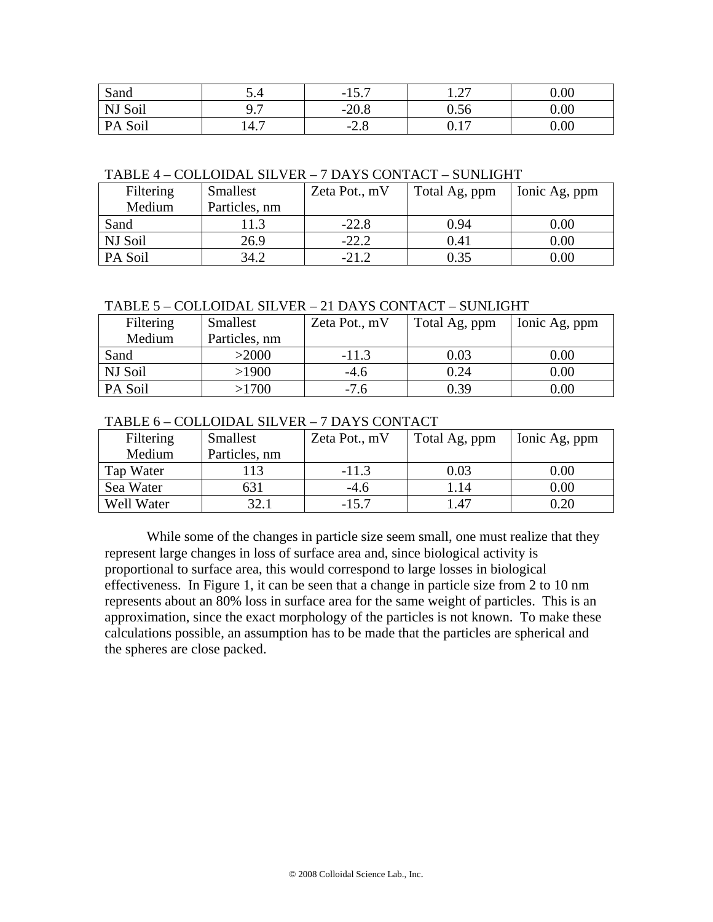| Sand | 5.4 | -15.7 | 1.27 | 0.00 |
|---|---|---|---|---|
| NJ Soil | 9.7 | -20.8 | 0.56 | 0.00 |
| PA Soil | 14.7 | -2.8 | 0.17 | 0.00 |

TABLE 4 – COLLOIDAL SILVER – 7 DAYS CONTACT – SUNLIGHT

| Filtering Medium | Smallest Particles, nm | Zeta Pot., mV | Total Ag, ppm | Ionic Ag, ppm |
|---|---|---|---|---|
| Sand | 11.3 | -22.8 | 0.94 | 0.00 |
| NJ Soil | 26.9 | -22.2 | 0.41 | 0.00 |
| PA Soil | 34.2 | -21.2 | 0.35 | 0.00 |

TABLE 5 – COLLOIDAL SILVER – 21 DAYS CONTACT – SUNLIGHT

| Filtering Medium | Smallest Particles, nm | Zeta Pot., mV | Total Ag, ppm | Ionic Ag, ppm |
|---|---|---|---|---|
| Sand | >2000 | -11.3 | 0.03 | 0.00 |
| NJ Soil | >1900 | -4.6 | 0.24 | 0.00 |
| PA Soil | >1700 | -7.6 | 0.39 | 0.00 |

TABLE 6 – COLLOIDAL SILVER – 7 DAYS CONTACT

| Filtering Medium | Smallest Particles, nm | Zeta Pot., mV | Total Ag, ppm | Ionic Ag, ppm |
|---|---|---|---|---|
| Tap Water | 113 | -11.3 | 0.03 | 0.00 |
| Sea Water | 631 | -4.6 | 1.14 | 0.00 |
| Well Water | 32.1 | -15.7 | 1.47 | 0.20 |

While some of the changes in particle size seem small, one must realize that they represent large changes in loss of surface area and, since biological activity is proportional to surface area, this would correspond to large losses in biological effectiveness. In Figure 1, it can be seen that a change in particle size from 2 to 10 nm represents about an 80% loss in surface area for the same weight of particles. This is an approximation, since the exact morphology of the particles is not known. To make these calculations possible, an assumption has to be made that the particles are spherical and the spheres are close packed.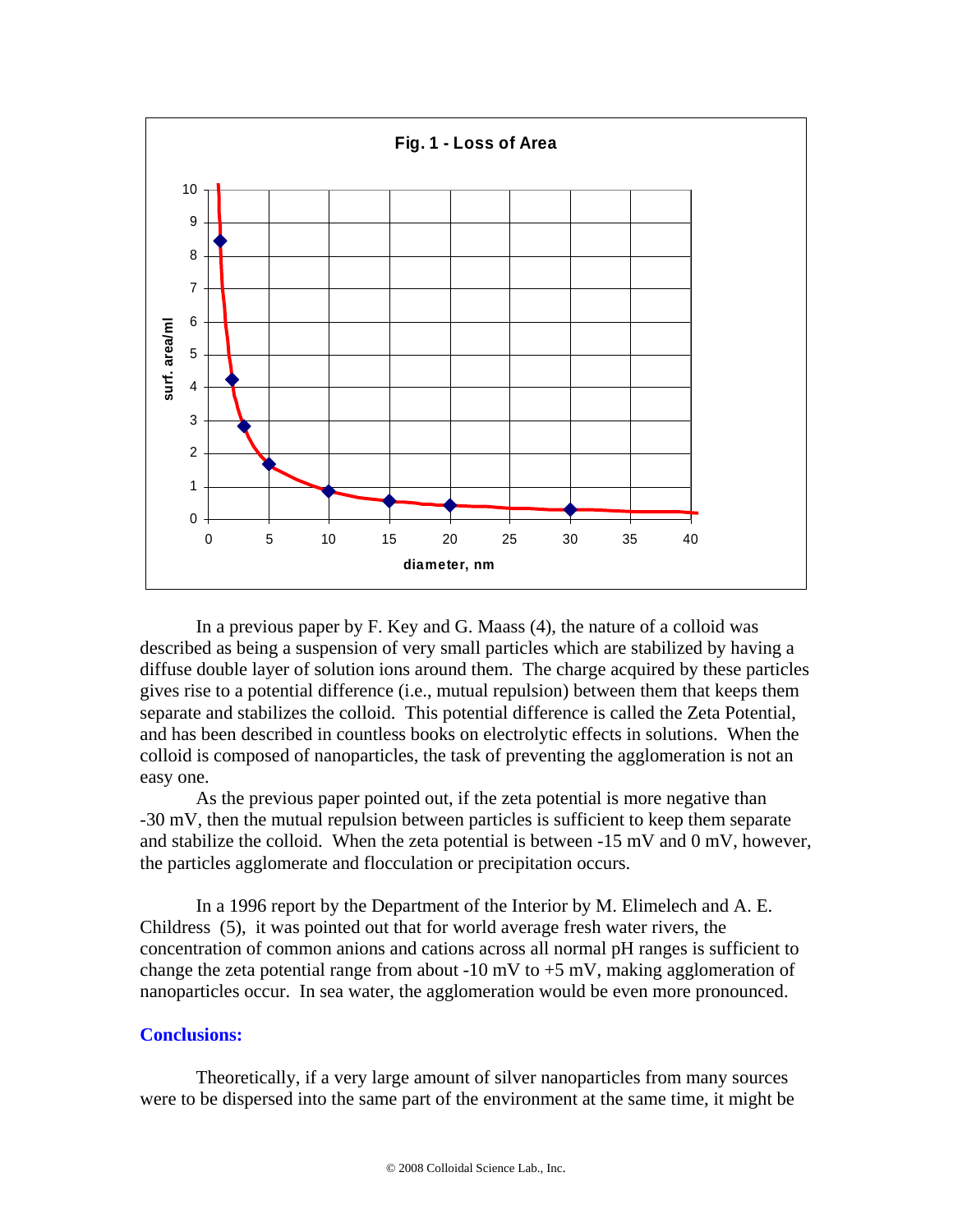**Fig. 1 - Loss of Area**

In a previous paper by F. Key and G. Maass (4), the nature of a colloid was described as being a suspension of very small particles which are stabilized by having a diffuse double layer of solution ions around them. The charge acquired by these particles gives rise to a potential difference (i.e., mutual repulsion) between them that keeps them separate and stabilizes the colloid. This potential difference is called the Zeta Potential, and has been described in countless books on electrolytic effects in solutions. When the colloid is composed of nanoparticles, the task of preventing the agglomeration is not an easy one.

As the previous paper pointed out, if the zeta potential is more negative than -30 mV, then the mutual repulsion between particles is sufficient to keep them separate and stabilize the colloid. When the zeta potential is between -15 mV and 0 mV, however, the particles agglomerate and flocculation or precipitation occurs.

In a 1996 report by the Department of the Interior by M. Elimelech and A. E. Childress (5), it was pointed out that for world average fresh water rivers, the concentration of common anions and cations across all normal pH ranges is sufficient to change the zeta potential range from about -10 mV to +5 mV, making agglomeration of nanoparticles occur. In sea water, the agglomeration would be even more pronounced.

## Conclusions:

Theoretically, if a very large amount of silver nanoparticles from many sources were to be dispersed into the same part of the environment at the same time, it might be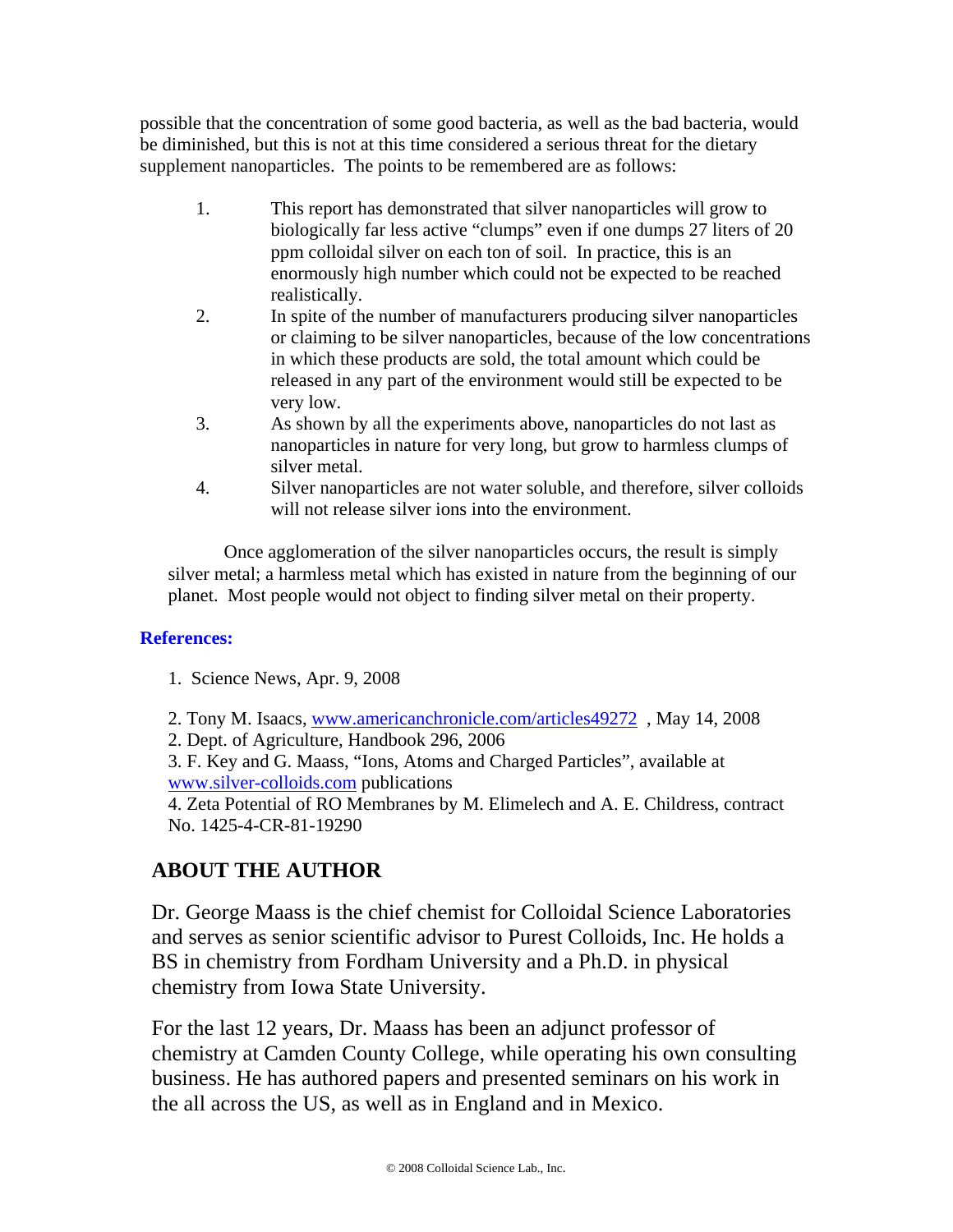possible that the concentration of some good bacteria, as well as the bad bacteria, would be diminished, but this is not at this time considered a serious threat for the dietary supplement nanoparticles. The points to be remembered are as follows:

1. This report has demonstrated that silver nanoparticles will grow to biologically far less active "clumps" even if one dumps 27 liters of 20 ppm colloidal silver on each ton of soil. In practice, this is an enormously high number which could not be expected to be reached realistically.
2. In spite of the number of manufacturers producing silver nanoparticles or claiming to be silver nanoparticles, because of the low concentrations in which these products are sold, the total amount which could be released in any part of the environment would still be expected to be very low.
3. As shown by all the experiments above, nanoparticles do not last as nanoparticles in nature for very long, but grow to harmless clumps of silver metal.
4. Silver nanoparticles are not water soluble, and therefore, silver colloids will not release silver ions into the environment.

Once agglomeration of the silver nanoparticles occurs, the result is simply silver metal; a harmless metal which has existed in nature from the beginning of our planet. Most people would not object to finding silver metal on their property.

**References:**

1. Science News, Apr. 9, 2008

2. Tony M. Isaacs, www.americanchronicle.com/articles49272 , May 14, 2008
2. Dept. of Agriculture, Handbook 296, 2006
3. F. Key and G. Maass, "Ions, Atoms and Charged Particles", available at www.silver-colloids.com publications
4. Zeta Potential of RO Membranes by M. Elimelech and A. E. Childress, contract No. 1425-4-CR-81-19290

## ABOUT THE AUTHOR

Dr. George Maass is the chief chemist for Colloidal Science Laboratories and serves as senior scientific advisor to Purest Colloids, Inc. He holds a BS in chemistry from Fordham University and a Ph.D. in physical chemistry from Iowa State University.

For the last 12 years, Dr. Maass has been an adjunct professor of chemistry at Camden County College, while operating his own consulting business. He has authored papers and presented seminars on his work in the all across the US, as well as in England and in Mexico.

© 2008 Colloidal Science Lab., Inc.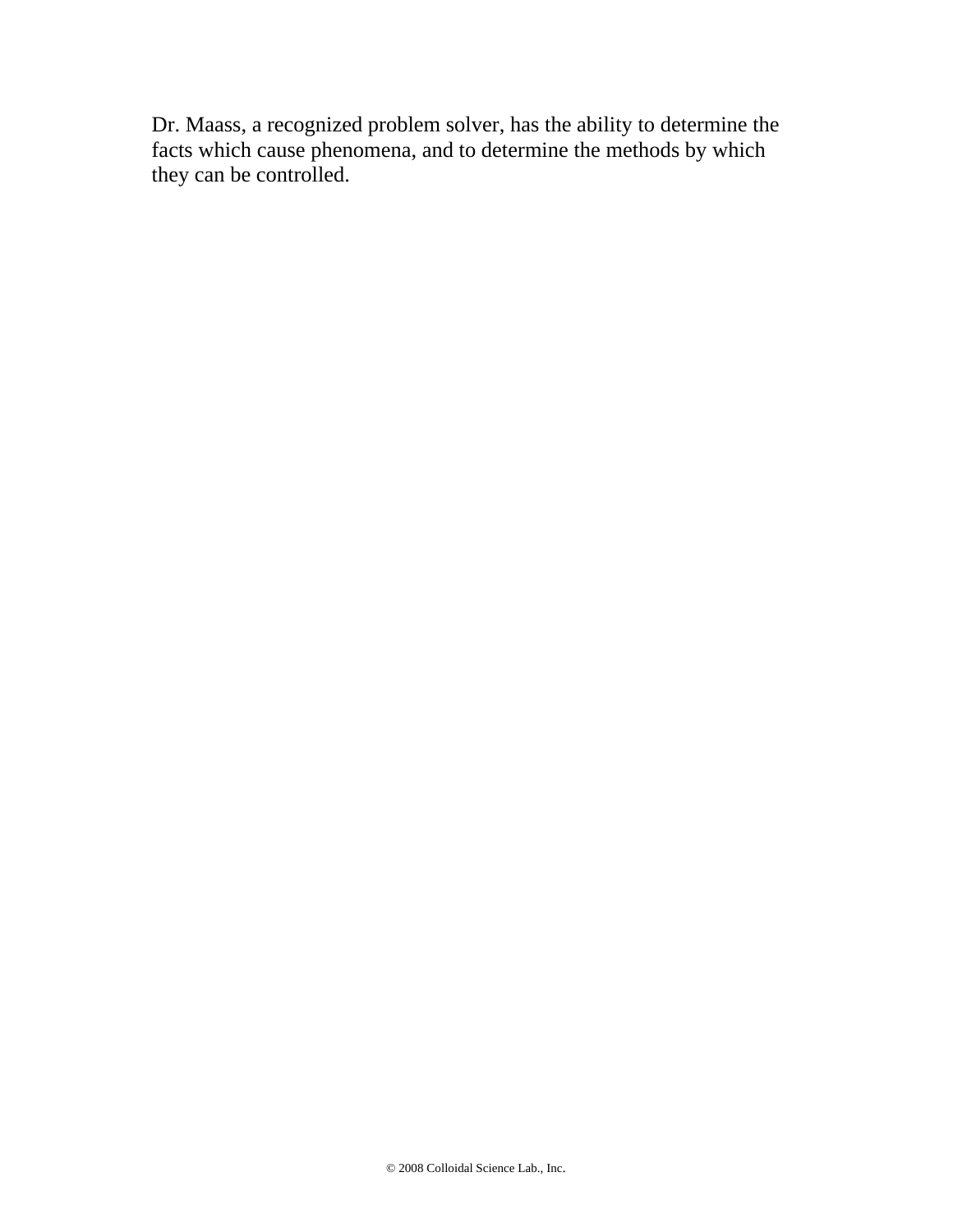Dr. Maass, a recognized problem solver, has the ability to determine the facts which cause phenomena, and to determine the methods by which they can be controlled.